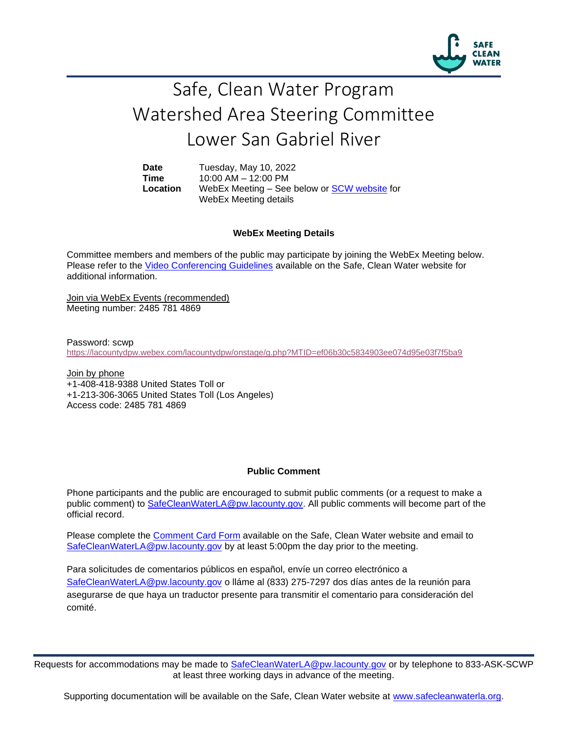# Safe, Clean Water Program
# Watershed Area Steering Committee
# Lower San Gabriel River

**Date** Tuesday, May 10, 2022
**Time** 10:00 AM – 12:00 PM
**Location** WebEx Meeting – See below or SCW website for WebEx Meeting details

### WebEx Meeting Details

Committee members and members of the public may participate by joining the WebEx Meeting below. Please refer to the Video Conferencing Guidelines available on the Safe, Clean Water website for additional information.

Join via WebEx Events (recommended)
Meeting number: 2485 781 4869

Password: scwp
https://lacountydpw.webex.com/lacountydpw/onstage/g.php?MTID=ef06b30c5834903ee074d95e03f7f5ba9

Join by phone
+1-408-418-9388 United States Toll or
+1-213-306-3065 United States Toll (Los Angeles)
Access code: 2485 781 4869

### Public Comment

Phone participants and the public are encouraged to submit public comments (or a request to make a public comment) to SafeCleanWaterLA@pw.lacounty.gov. All public comments will become part of the official record.

Please complete the Comment Card Form available on the Safe, Clean Water website and email to SafeCleanWaterLA@pw.lacounty.gov by at least 5:00pm the day prior to the meeting.

Para solicitudes de comentarios públicos en español, envíe un correo electrónico a SafeCleanWaterLA@pw.lacounty.gov o lláme al (833) 275-7297 dos días antes de la reunión para asegurarse de que haya un traductor presente para transmitir el comentario para consideración del comité.

Requests for accommodations may be made to SafeCleanWaterLA@pw.lacounty.gov or by telephone to 833-ASK-SCWP at least three working days in advance of the meeting.

Supporting documentation will be available on the Safe, Clean Water website at www.safecleanwaterla.org.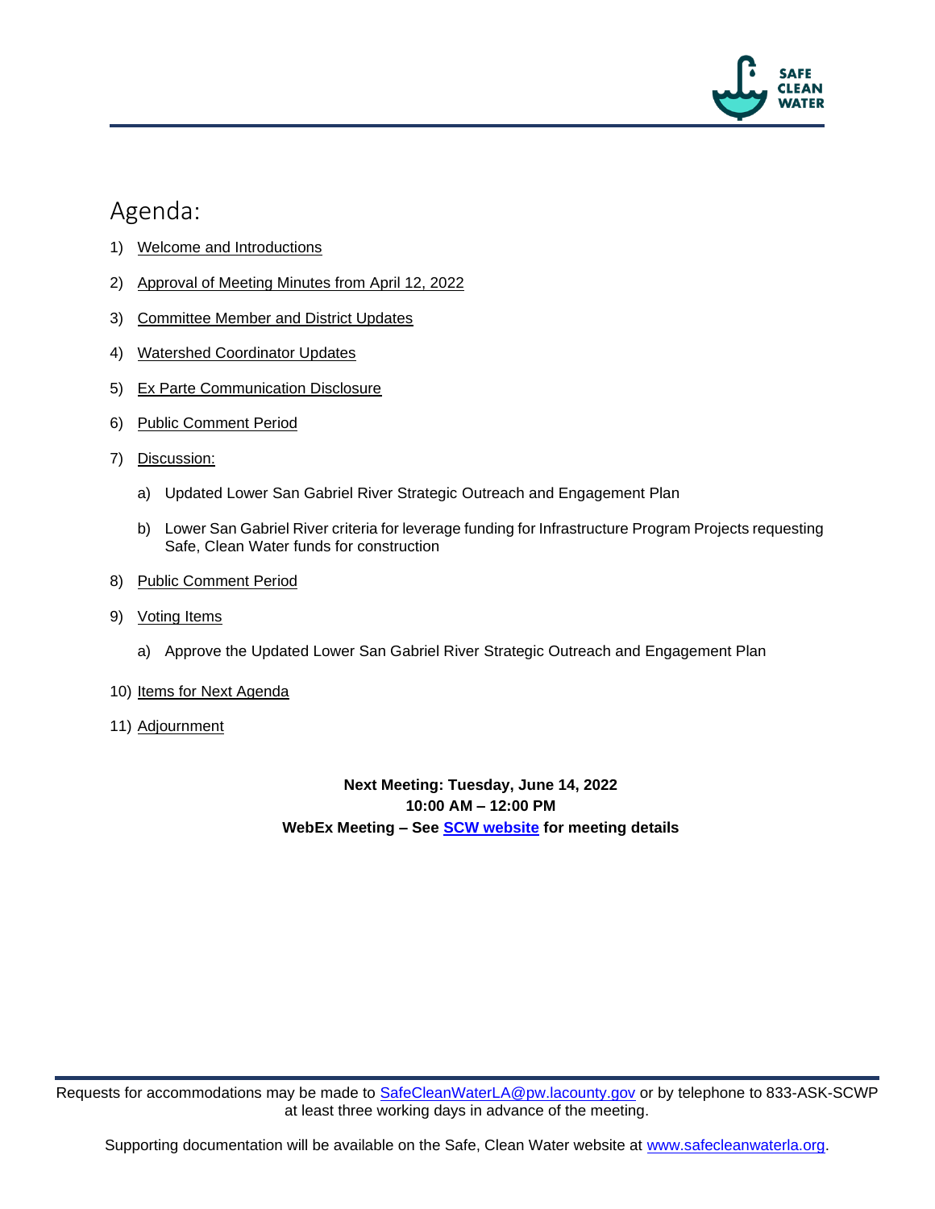## Agenda:

1) Welcome and Introductions
2) Approval of Meeting Minutes from April 12, 2022
3) Committee Member and District Updates
4) Watershed Coordinator Updates
5) Ex Parte Communication Disclosure
6) Public Comment Period
7) Discussion:
   a) Updated Lower San Gabriel River Strategic Outreach and Engagement Plan
   b) Lower San Gabriel River criteria for leverage funding for Infrastructure Program Projects requesting Safe, Clean Water funds for construction
8) Public Comment Period
9) Voting Items
   a) Approve the Updated Lower San Gabriel River Strategic Outreach and Engagement Plan
10) Items for Next Agenda
11) Adjournment

**Next Meeting: Tuesday, June 14, 2022**
**10:00 AM – 12:00 PM**
**WebEx Meeting – See SCW website for meeting details**

Requests for accommodations may be made to SafeCleanWaterLA@pw.lacounty.gov or by telephone to 833-ASK-SCWP at least three working days in advance of the meeting.

Supporting documentation will be available on the Safe, Clean Water website at www.safecleanwaterla.org.